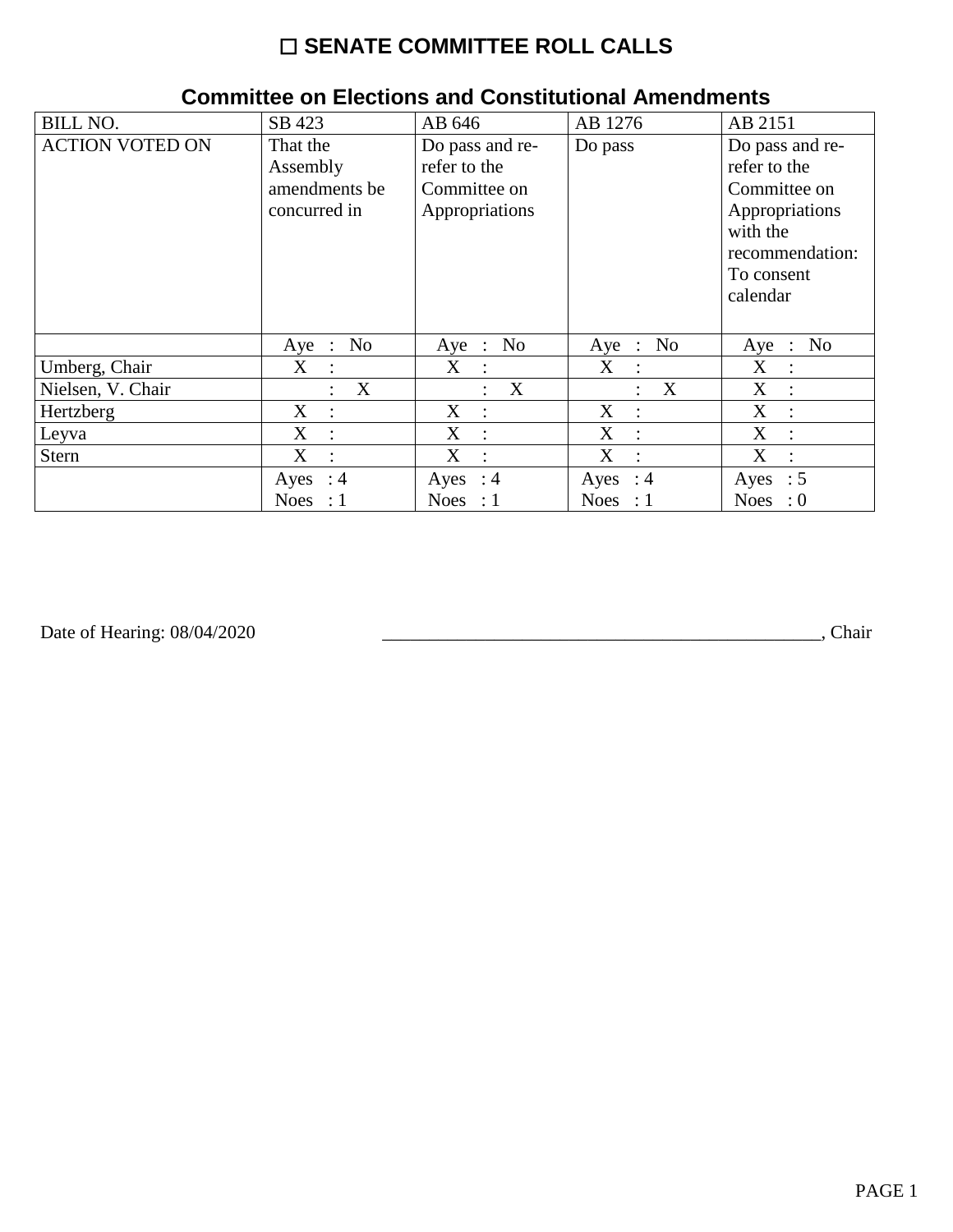# ☐ SENATE COMMITTEE ROLL CALLS

## Committee on Elections and Constitutional Amendments

| BILL NO. | SB 423 | AB 646 | AB 1276 | AB 2151 |
|---|---|---|---|---|
| ACTION VOTED ON | That the Assembly amendments be concurred in | Do pass and re-refer to the Committee on Appropriations | Do pass | Do pass and re-refer to the Committee on Appropriations with the recommendation: To consent calendar |
| | Aye : No | Aye : No | Aye : No | Aye : No |
| Umberg, Chair | X : | X : | X : | X : |
| Nielsen, V. Chair | : X | : X | : X | X : |
| Hertzberg | X : | X : | X : | X : |
| Leyva | X : | X : | X : | X : |
| Stern | X : | X : | X : | X : |
| | Ayes : 4<br>Noes : 1 | Ayes : 4<br>Noes : 1 | Ayes : 4<br>Noes : 1 | Ayes : 5<br>Noes : 0 |

Date of Hearing: 08/04/2020 ______________________________________________, Chair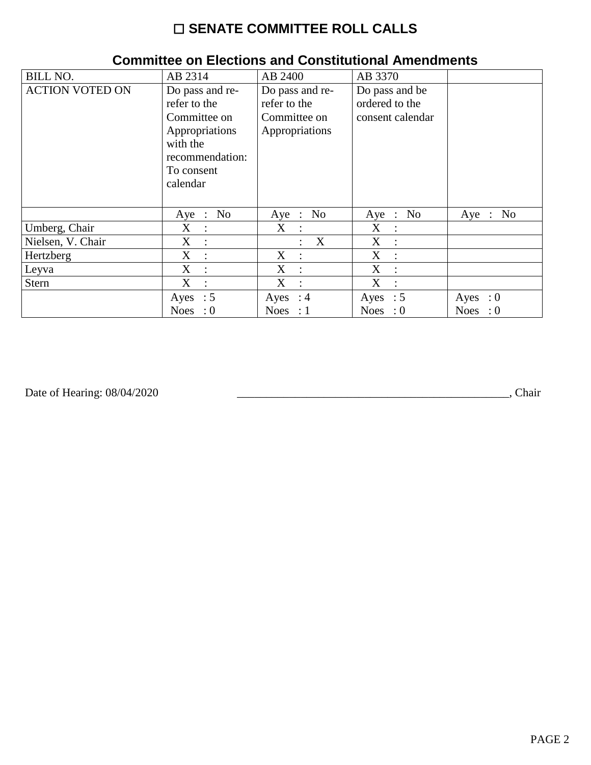# ☐ SENATE COMMITTEE ROLL CALLS

## Committee on Elections and Constitutional Amendments

| BILL NO. | AB 2314 | AB 2400 | AB 3370 | |
|---|---|---|---|---|
| ACTION VOTED ON | Do pass and re-refer to the Committee on Appropriations with the recommendation: To consent calendar | Do pass and re-refer to the Committee on Appropriations | Do pass and be ordered to the consent calendar | |
| | Aye : No | Aye : No | Aye : No | Aye : No |
| Umberg, Chair | X : | X : | X : | |
| Nielsen, V. Chair | X : | : X | X : | |
| Hertzberg | X : | X : | X : | |
| Leyva | X : | X : | X : | |
| Stern | X : | X : | X : | |
| | Ayes : 5<br>Noes : 0 | Ayes : 4<br>Noes : 1 | Ayes : 5<br>Noes : 0 | Ayes : 0<br>Noes : 0 |

Date of Hearing: 08/04/2020

_______________________________________________, Chair